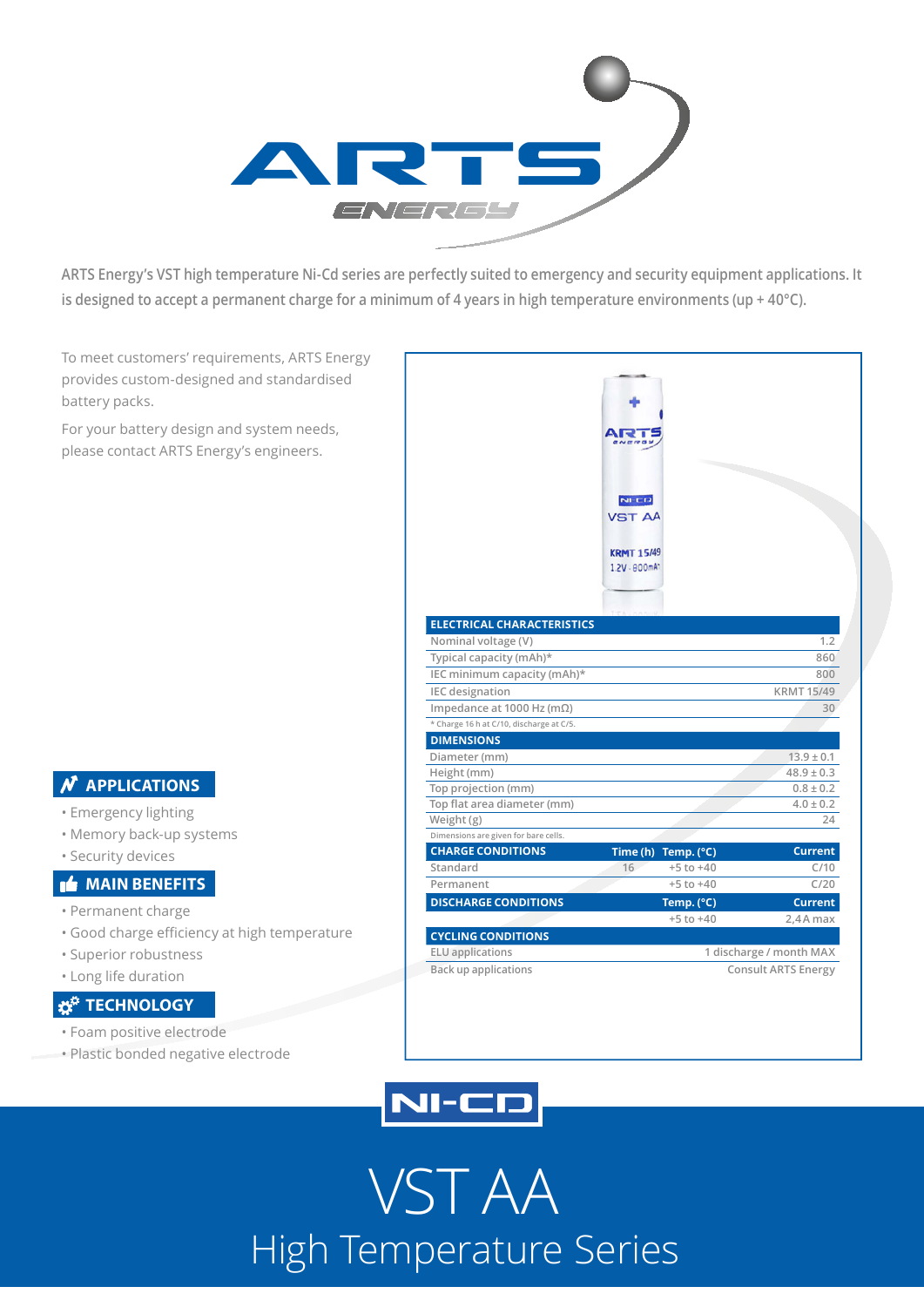ARTS Energy's VST high temperature Ni-Cd series are perfectly suited to emergency and security equipment applications. It is designed to accept a permanent charge for a minimum of 4 years in high temperature environments (up + 40°C).

To meet customers' requirements, ARTS Energy provides custom-designed and standardised battery packs.

For your battery design and system needs, please contact ARTS Energy's engineers.

## APPLICATIONS

- Emergency lighting
- Memory back-up systems
- Security devices

## MAIN BENEFITS

- Permanent charge
- Good charge efficiency at high temperature
- Superior robustness
- Long life duration

## TECHNOLOGY

- Foam positive electrode
- Plastic bonded negative electrode

| ELECTRICAL CHARACTERISTICS | |
|---|---|
| Nominal voltage (V) | 1.2 |
| Typical capacity (mAh)* | 860 |
| IEC minimum capacity (mAh)* | 800 |
| IEC designation | KRMT 15/49 |
| Impedance at 1000 Hz (mΩ) | 30 |

* Charge 16 h at C/10, discharge at C/5.

| DIMENSIONS | |
|---|---|
| Diameter (mm) | 13.9 ± 0.1 |
| Height (mm) | 48.9 ± 0.3 |
| Top projection (mm) | 0.8 ± 0.2 |
| Top flat area diameter (mm) | 4.0 ± 0.2 |
| Weight (g) | 24 |

Dimensions are given for bare cells.

| CHARGE CONDITIONS | Time (h) | Temp. (°C) | Current |
|---|---|---|---|
| Standard | 16 | +5 to +40 | C/10 |
| Permanent | | +5 to +40 | C/20 |

| DISCHARGE CONDITIONS | Temp. (°C) | Current |
|---|---|---|
| | +5 to +40 | 2,4 A max |

| CYCLING CONDITIONS | |
|---|---|
| ELU applications | 1 discharge / month MAX |
| Back up applications | Consult ARTS Energy |

NI-CD

# VST AA

## High Temperature Series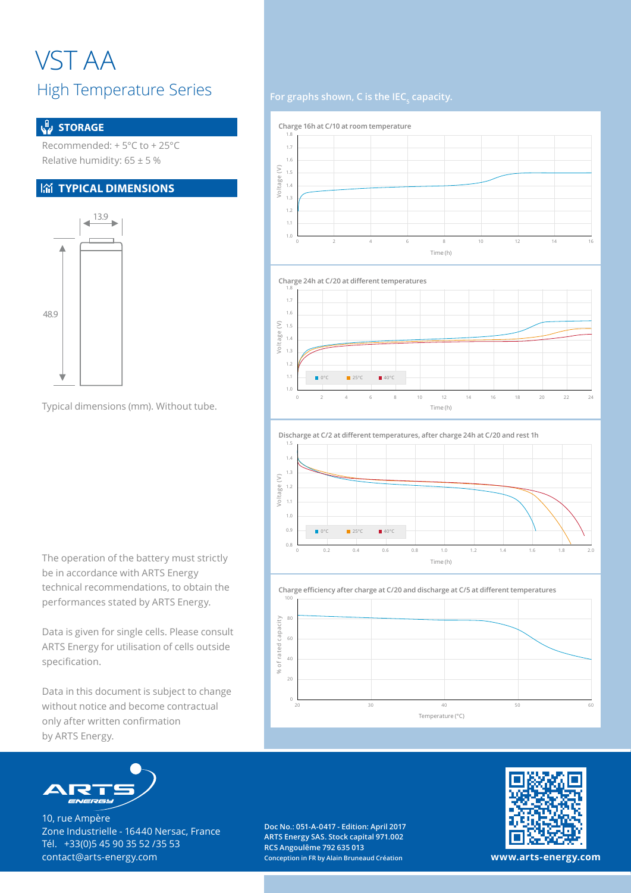# VST AA

## High Temperature Series

### STORAGE

Recommended: + 5°C to + 25°C
Relative humidity: 65 ± 5 %

### TYPICAL DIMENSIONS

13.9

48.9

Typical dimensions (mm). Without tube.

The operation of the battery must strictly be in accordance with ARTS Energy technical recommendations, to obtain the performances stated by ARTS Energy.

Data is given for single cells. Please consult ARTS Energy for utilisation of cells outside specification.

Data in this document is subject to change without notice and become contractual only after written confirmation by ARTS Energy.

**For graphs shown, C is the $IEC_5$ capacity.**

Charge 16h at C/10 at room temperature

Voltage (V)
1.0 1.1 1.2 1.3 1.4 1.5 1.6 1.7 1.8
Time (h)
0 2 4 6 8 10 12 14 16

Charge 24h at C/20 at different temperatures

Voltage (V)
1.0 1.1 1.2 1.3 1.4 1.5 1.6 1.7 1.8
0°C 25°C 40°C
Time (h)
0 2 4 6 8 10 12 14 16 18 20 22 24

Discharge at C/2 at different temperatures, after charge 24h at C/20 and rest 1h

Voltage (V)
0.8 0.9 1.0 1.1 1.2 1.3 1.4 1.5
0°C 25°C 40°C
Time (h)
0 0.2 0.4 0.6 0.8 1.0 1.2 1.4 1.6 1.8 2.0

Charge efficiency after charge at C/20 and discharge at C/5 at different temperatures

% of rated capacity
0 20 40 60 80 100
Temperature (°C)
20 30 40 50 60

ARTS ENERGY

10, rue Ampère
Zone Industrielle - 16440 Nersac, France
Tél. +33(0)5 45 90 35 52 /35 53
contact@arts-energy.com

**Doc No.: 051-A-0417 - Edition: April 2017**
**ARTS Energy SAS. Stock capital 971.002**
**RCS Angoulême 792 635 013**
**Conception in FR by Alain Bruneaud Création**

**www.arts-energy.com**